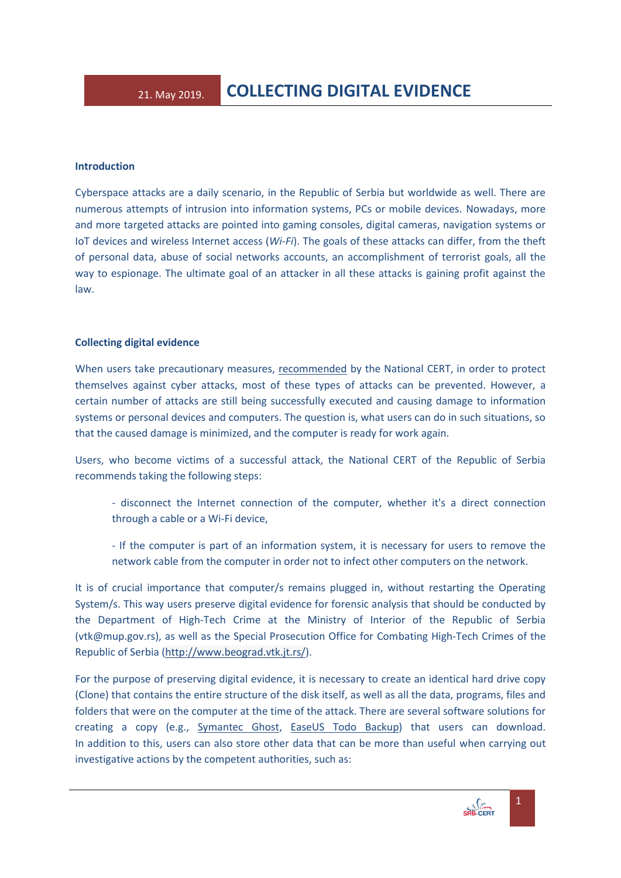21. May 2019.

# COLLECTING DIGITAL EVIDENCE

## Introduction

Cyberspace attacks are a daily scenario, in the Republic of Serbia but worldwide as well. There are numerous attempts of intrusion into information systems, PCs or mobile devices. Nowadays, more and more targeted attacks are pointed into gaming consoles, digital cameras, navigation systems or IoT devices and wireless Internet access (*Wi-Fi*). The goals of these attacks can differ, from the theft of personal data, abuse of social networks accounts, an accomplishment of terrorist goals, all the way to espionage. The ultimate goal of an attacker in all these attacks is gaining profit against the law.

## Collecting digital evidence

When users take precautionary measures, recommended by the National CERT, in order to protect themselves against cyber attacks, most of these types of attacks can be prevented. However, a certain number of attacks are still being successfully executed and causing damage to information systems or personal devices and computers. The question is, what users can do in such situations, so that the caused damage is minimized, and the computer is ready for work again.

Users, who become victims of a successful attack, the National CERT of the Republic of Serbia recommends taking the following steps:

- disconnect the Internet connection of the computer, whether it's a direct connection through a cable or a Wi-Fi device,

- If the computer is part of an information system, it is necessary for users to remove the network cable from the computer in order not to infect other computers on the network.

It is of crucial importance that computer/s remains plugged in, without restarting the Operating System/s. This way users preserve digital evidence for forensic analysis that should be conducted by the Department of High-Tech Crime at the Ministry of Interior of the Republic of Serbia (vtk@mup.gov.rs), as well as the Special Prosecution Office for Combating High-Tech Crimes of the Republic of Serbia (http://www.beograd.vtk.jt.rs/).

For the purpose of preserving digital evidence, it is necessary to create an identical hard drive copy (Clone) that contains the entire structure of the disk itself, as well as all the data, programs, files and folders that were on the computer at the time of the attack. There are several software solutions for creating a copy (e.g., Symantec Ghost, EaseUS Todo Backup) that users can download. In addition to this, users can also store other data that can be more than useful when carrying out investigative actions by the competent authorities, such as: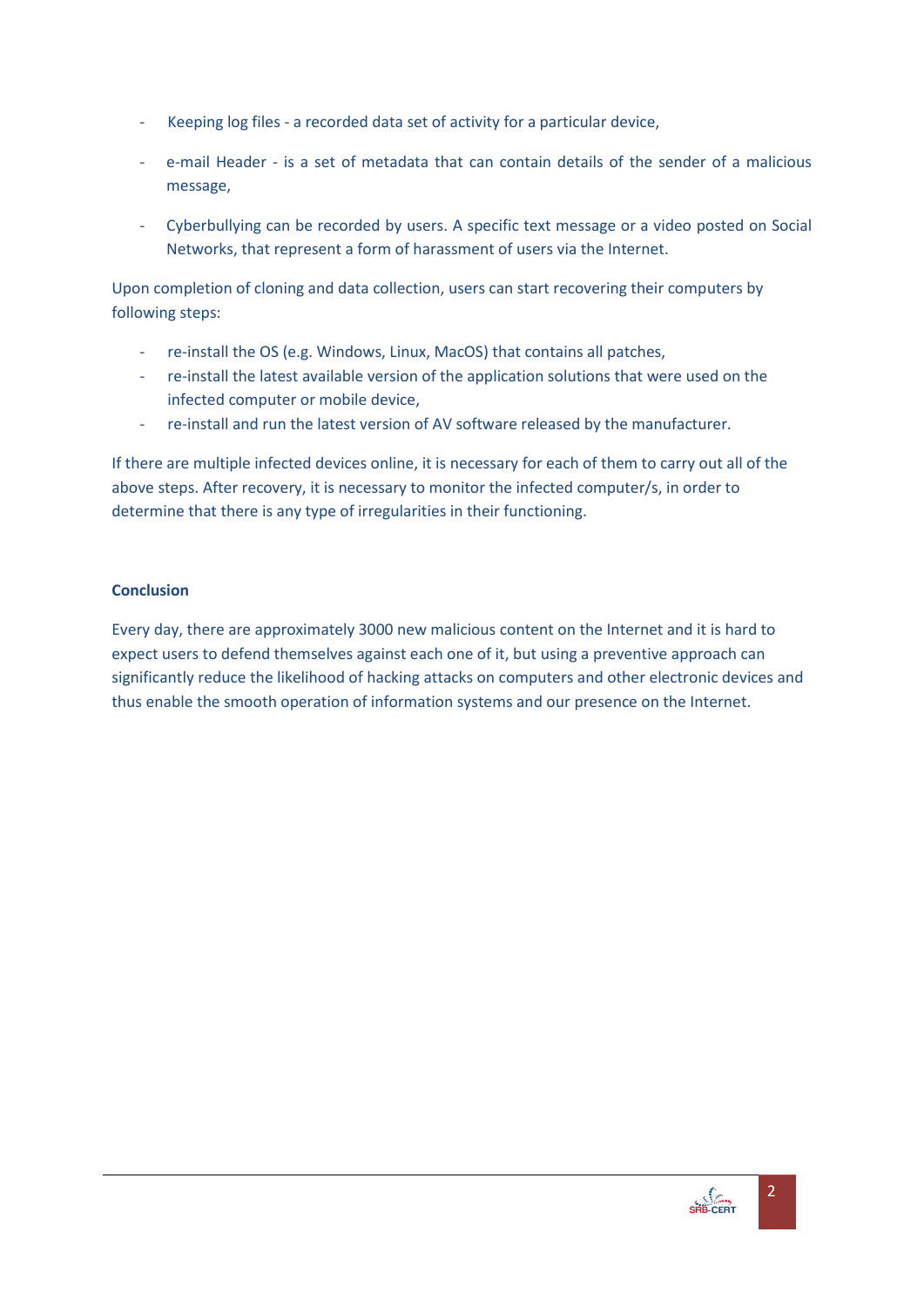- Keeping log files - a recorded data set of activity for a particular device,
- e-mail Header - is a set of metadata that can contain details of the sender of a malicious message,
- Cyberbullying can be recorded by users. A specific text message or a video posted on Social Networks, that represent a form of harassment of users via the Internet.

Upon completion of cloning and data collection, users can start recovering their computers by following steps:

- re-install the OS (e.g. Windows, Linux, MacOS) that contains all patches,
- re-install the latest available version of the application solutions that were used on the infected computer or mobile device,
- re-install and run the latest version of AV software released by the manufacturer.

If there are multiple infected devices online, it is necessary for each of them to carry out all of the above steps. After recovery, it is necessary to monitor the infected computer/s, in order to determine that there is any type of irregularities in their functioning.

**Conclusion**

Every day, there are approximately 3000 new malicious content on the Internet and it is hard to expect users to defend themselves against each one of it, but using a preventive approach can significantly reduce the likelihood of hacking attacks on computers and other electronic devices and thus enable the smooth operation of information systems and our presence on the Internet.